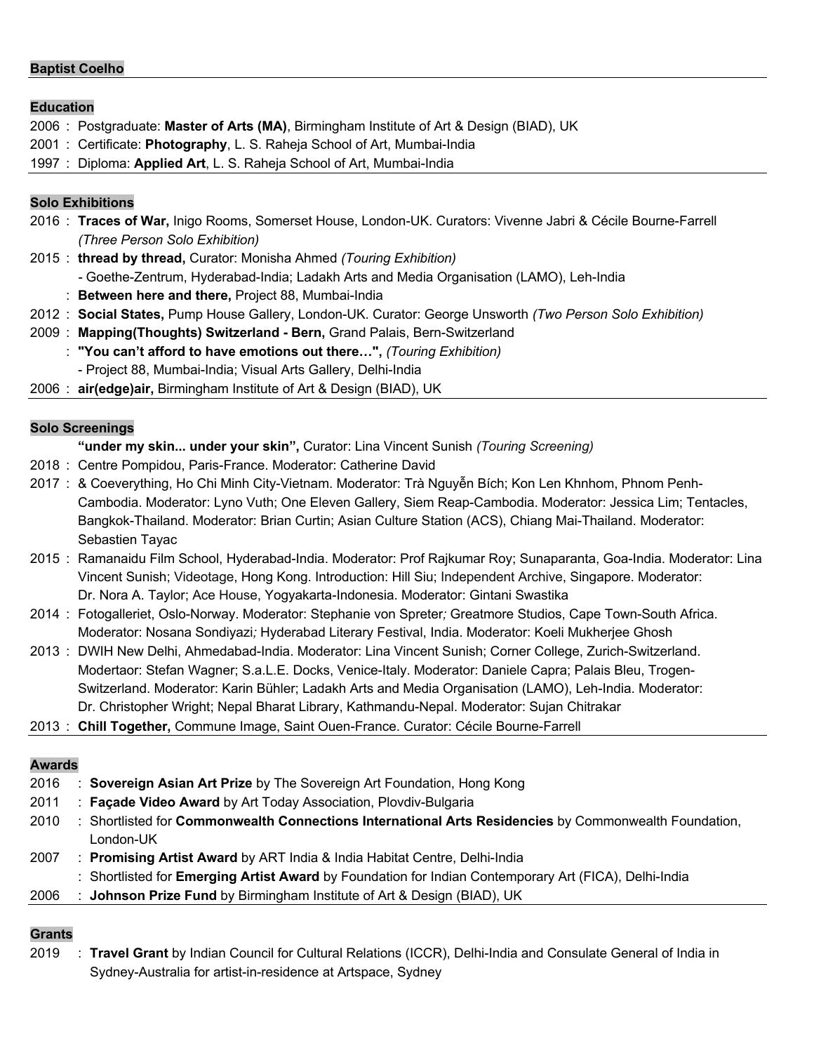## Baptist Coelho

### Education

2006 : Postgraduate: **Master of Arts (MA)**, Birmingham Institute of Art & Design (BIAD), UK
2001 : Certificate: **Photography**, L. S. Raheja School of Art, Mumbai-India
1997 : Diploma: **Applied Art**, L. S. Raheja School of Art, Mumbai-India

### Solo Exhibitions

2016 : **Traces of War,** Inigo Rooms, Somerset House, London-UK. Curators: Vivenne Jabri & Cécile Bourne-Farrell *(Three Person Solo Exhibition)*
2015 : **thread by thread,** Curator: Monisha Ahmed *(Touring Exhibition)*
- Goethe-Zentrum, Hyderabad-India; Ladakh Arts and Media Organisation (LAMO), Leh-India

: **Between here and there,** Project 88, Mumbai-India
2012 : **Social States,** Pump House Gallery, London-UK. Curator: George Unsworth *(Two Person Solo Exhibition)*
2009 : **Mapping(Thoughts) Switzerland - Bern,** Grand Palais, Bern-Switzerland
: **"You can't afford to have emotions out there…",** *(Touring Exhibition)*
- Project 88, Mumbai-India; Visual Arts Gallery, Delhi-India

2006 : **air(edge)air,** Birmingham Institute of Art & Design (BIAD), UK

### Solo Screenings

**"under my skin... under your skin",** Curator: Lina Vincent Sunish *(Touring Screening)*
2018 : Centre Pompidou, Paris-France. Moderator: Catherine David
2017 : & Coeverything, Ho Chi Minh City-Vietnam. Moderator: Trà Nguyễn Bích; Kon Len Khnhom, Phnom Penh-Cambodia. Moderator: Lyno Vuth; One Eleven Gallery, Siem Reap-Cambodia. Moderator: Jessica Lim; Tentacles, Bangkok-Thailand. Moderator: Brian Curtin; Asian Culture Station (ACS), Chiang Mai-Thailand. Moderator: Sebastien Tayac
2015 : Ramanaidu Film School, Hyderabad-India. Moderator: Prof Rajkumar Roy; Sunaparanta, Goa-India. Moderator: Lina Vincent Sunish; Videotage, Hong Kong. Introduction: Hill Siu; Independent Archive, Singapore. Moderator: Dr. Nora A. Taylor; Ace House, Yogyakarta-Indonesia. Moderator: Gintani Swastika
2014 : Fotogalleriet, Oslo-Norway. Moderator: Stephanie von Spreter*;* Greatmore Studios, Cape Town-South Africa. Moderator: Nosana Sondiyazi*;* Hyderabad Literary Festival, India. Moderator: Koeli Mukherjee Ghosh
2013 : DWIH New Delhi, Ahmedabad-India. Moderator: Lina Vincent Sunish; Corner College, Zurich-Switzerland. Modertaor: Stefan Wagner; S.a.L.E. Docks, Venice-Italy. Moderator: Daniele Capra; Palais Bleu, Trogen-Switzerland. Moderator: Karin Bühler; Ladakh Arts and Media Organisation (LAMO), Leh-India. Moderator: Dr. Christopher Wright; Nepal Bharat Library, Kathmandu-Nepal. Moderator: Sujan Chitrakar
2013 : **Chill Together,** Commune Image, Saint Ouen-France. Curator: Cécile Bourne-Farrell

### Awards

2016 : **Sovereign Asian Art Prize** by The Sovereign Art Foundation, Hong Kong
2011 : **Façade Video Award** by Art Today Association, Plovdiv-Bulgaria
2010 : Shortlisted for **Commonwealth Connections International Arts Residencies** by Commonwealth Foundation, London-UK
2007 : **Promising Artist Award** by ART India & India Habitat Centre, Delhi-India
: Shortlisted for **Emerging Artist Award** by Foundation for Indian Contemporary Art (FICA), Delhi-India
2006 : **Johnson Prize Fund** by Birmingham Institute of Art & Design (BIAD), UK

### Grants

2019 : **Travel Grant** by Indian Council for Cultural Relations (ICCR), Delhi-India and Consulate General of India in Sydney-Australia for artist-in-residence at Artspace, Sydney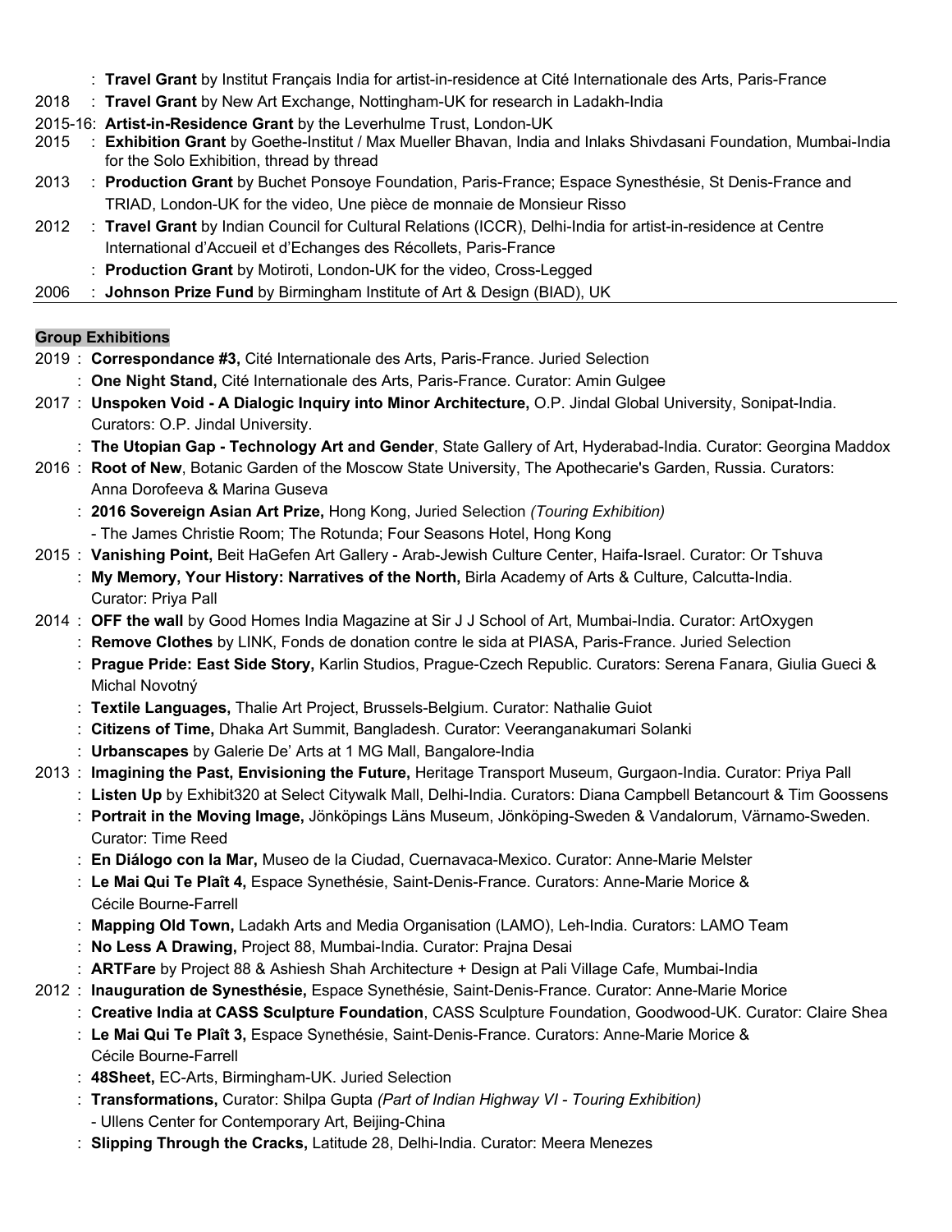: **Travel Grant** by Institut Français India for artist-in-residence at Cité Internationale des Arts, Paris-France

2018 : **Travel Grant** by New Art Exchange, Nottingham-UK for research in Ladakh-India

2015-16: **Artist-in-Residence Grant** by the Leverhulme Trust, London-UK

2015 : **Exhibition Grant** by Goethe-Institut / Max Mueller Bhavan, India and Inlaks Shivdasani Foundation, Mumbai-India for the Solo Exhibition, thread by thread

2013 : **Production Grant** by Buchet Ponsoye Foundation, Paris-France; Espace Synesthésie, St Denis-France and TRIAD, London-UK for the video, Une pièce de monnaie de Monsieur Risso

2012 : **Travel Grant** by Indian Council for Cultural Relations (ICCR), Delhi-India for artist-in-residence at Centre International d'Accueil et d'Echanges des Récollets, Paris-France

: **Production Grant** by Motiroti, London-UK for the video, Cross-Legged

2006 : **Johnson Prize Fund** by Birmingham Institute of Art & Design (BIAD), UK

---

## Group Exhibitions

2019 : **Correspondance #3,** Cité Internationale des Arts, Paris-France. Juried Selection

: **One Night Stand,** Cité Internationale des Arts, Paris-France. Curator: Amin Gulgee

2017 : **Unspoken Void - A Dialogic Inquiry into Minor Architecture,** O.P. Jindal Global University, Sonipat-India. Curators: O.P. Jindal University.

: **The Utopian Gap - Technology Art and Gender**, State Gallery of Art, Hyderabad-India. Curator: Georgina Maddox

2016 : **Root of New**, Botanic Garden of the Moscow State University, The Apothecarie's Garden, Russia. Curators: Anna Dorofeeva & Marina Guseva

: **2016 Sovereign Asian Art Prize,** Hong Kong, Juried Selection *(Touring Exhibition)*
- The James Christie Room; The Rotunda; Four Seasons Hotel, Hong Kong

2015 : **Vanishing Point,** Beit HaGefen Art Gallery - Arab-Jewish Culture Center, Haifa-Israel. Curator: Or Tshuva

: **My Memory, Your History: Narratives of the North,** Birla Academy of Arts & Culture, Calcutta-India. Curator: Priya Pall

2014 : **OFF the wall** by Good Homes India Magazine at Sir J J School of Art, Mumbai-India. Curator: ArtOxygen

: **Remove Clothes** by LINK, Fonds de donation contre le sida at PIASA, Paris-France. Juried Selection

: **Prague Pride: East Side Story,** Karlin Studios, Prague-Czech Republic. Curators: Serena Fanara, Giulia Gueci & Michal Novotný

: **Textile Languages,** Thalie Art Project, Brussels-Belgium. Curator: Nathalie Guiot

: **Citizens of Time,** Dhaka Art Summit, Bangladesh. Curator: Veeranganakumari Solanki

: **Urbanscapes** by Galerie De' Arts at 1 MG Mall, Bangalore-India

2013 : **Imagining the Past, Envisioning the Future,** Heritage Transport Museum, Gurgaon-India. Curator: Priya Pall

: **Listen Up** by Exhibit320 at Select Citywalk Mall, Delhi-India. Curators: Diana Campbell Betancourt & Tim Goossens

: **Portrait in the Moving Image,** Jönköpings Läns Museum, Jönköping-Sweden & Vandalorum, Värnamo-Sweden. Curator: Time Reed

: **En Diálogo con la Mar,** Museo de la Ciudad, Cuernavaca-Mexico. Curator: Anne-Marie Melster

: **Le Mai Qui Te Plaît 4,** Espace Synethésie, Saint-Denis-France. Curators: Anne-Marie Morice & Cécile Bourne-Farrell

: **Mapping Old Town,** Ladakh Arts and Media Organisation (LAMO), Leh-India. Curators: LAMO Team

: **No Less A Drawing,** Project 88, Mumbai-India. Curator: Prajna Desai

: **ARTFare** by Project 88 & Ashiesh Shah Architecture + Design at Pali Village Cafe, Mumbai-India

2012 : **Inauguration de Synesthésie,** Espace Synethésie, Saint-Denis-France. Curator: Anne-Marie Morice

: **Creative India at CASS Sculpture Foundation**, CASS Sculpture Foundation, Goodwood-UK. Curator: Claire Shea

: **Le Mai Qui Te Plaît 3,** Espace Synethésie, Saint-Denis-France. Curators: Anne-Marie Morice & Cécile Bourne-Farrell

: **48Sheet,** EC-Arts, Birmingham-UK. Juried Selection

: **Transformations,** Curator: Shilpa Gupta *(Part of Indian Highway VI - Touring Exhibition)*
- Ullens Center for Contemporary Art, Beijing-China

: **Slipping Through the Cracks,** Latitude 28, Delhi-India. Curator: Meera Menezes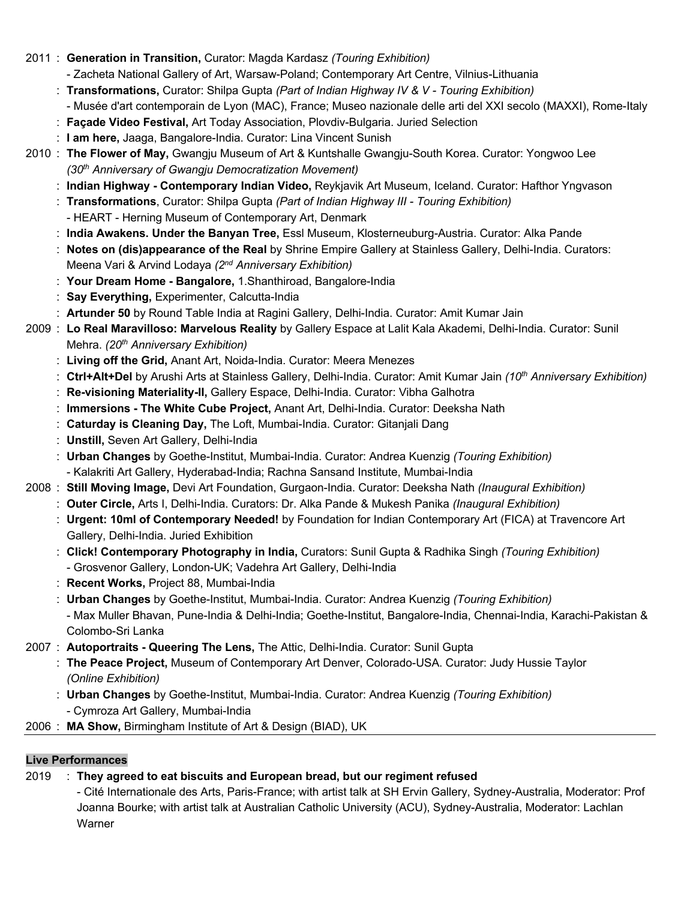2011 : **Generation in Transition,** Curator: Magda Kardasz *(Touring Exhibition)*
- Zacheta National Gallery of Art, Warsaw-Poland; Contemporary Art Centre, Vilnius-Lithuania

: **Transformations,** Curator: Shilpa Gupta *(Part of Indian Highway IV & V - Touring Exhibition)*
- Musée d'art contemporain de Lyon (MAC), France; Museo nazionale delle arti del XXI secolo (MAXXI), Rome-Italy

: **Façade Video Festival,** Art Today Association, Plovdiv-Bulgaria. Juried Selection

: **I am here,** Jaaga, Bangalore-India. Curator: Lina Vincent Sunish

2010 : **The Flower of May,** Gwangju Museum of Art & Kuntshalle Gwangju-South Korea. Curator: Yongwoo Lee *(30th Anniversary of Gwangju Democratization Movement)*

: **Indian Highway - Contemporary Indian Video,** Reykjavik Art Museum, Iceland. Curator: Hafthor Yngvason

: **Transformations**, Curator: Shilpa Gupta *(Part of Indian Highway III - Touring Exhibition)*
- HEART - Herning Museum of Contemporary Art, Denmark

: **India Awakens. Under the Banyan Tree,** Essl Museum, Klosterneuburg-Austria. Curator: Alka Pande

: **Notes on (dis)appearance of the Real** by Shrine Empire Gallery at Stainless Gallery, Delhi-India. Curators: Meena Vari & Arvind Lodaya *(2nd Anniversary Exhibition)*

: **Your Dream Home - Bangalore,** 1.Shanthiroad, Bangalore-India

: **Say Everything,** Experimenter, Calcutta-India

: **Artunder 50** by Round Table India at Ragini Gallery, Delhi-India. Curator: Amit Kumar Jain

2009 : **Lo Real Maravilloso: Marvelous Reality** by Gallery Espace at Lalit Kala Akademi, Delhi-India. Curator: Sunil Mehra. *(20th Anniversary Exhibition)*

: **Living off the Grid,** Anant Art, Noida-India. Curator: Meera Menezes

: **Ctrl+Alt+Del** by Arushi Arts at Stainless Gallery, Delhi-India. Curator: Amit Kumar Jain *(10th Anniversary Exhibition)*

: **Re-visioning Materiality-II,** Gallery Espace, Delhi-India. Curator: Vibha Galhotra

: **Immersions - The White Cube Project,** Anant Art, Delhi-India. Curator: Deeksha Nath

: **Caturday is Cleaning Day,** The Loft, Mumbai-India. Curator: Gitanjali Dang

: **Unstill,** Seven Art Gallery, Delhi-India

: **Urban Changes** by Goethe-Institut, Mumbai-India. Curator: Andrea Kuenzig *(Touring Exhibition)*
- Kalakriti Art Gallery, Hyderabad-India; Rachna Sansand Institute, Mumbai-India

2008 : **Still Moving Image,** Devi Art Foundation, Gurgaon-India. Curator: Deeksha Nath *(Inaugural Exhibition)*

: **Outer Circle,** Arts I, Delhi-India. Curators: Dr. Alka Pande & Mukesh Panika *(Inaugural Exhibition)*

: **Urgent: 10ml of Contemporary Needed!** by Foundation for Indian Contemporary Art (FICA) at Travencore Art Gallery, Delhi-India. Juried Exhibition

: **Click! Contemporary Photography in India,** Curators: Sunil Gupta & Radhika Singh *(Touring Exhibition)*
- Grosvenor Gallery, London-UK; Vadehra Art Gallery, Delhi-India

: **Recent Works,** Project 88, Mumbai-India

: **Urban Changes** by Goethe-Institut, Mumbai-India. Curator: Andrea Kuenzig *(Touring Exhibition)*
- Max Muller Bhavan, Pune-India & Delhi-India; Goethe-Institut, Bangalore-India, Chennai-India, Karachi-Pakistan & Colombo-Sri Lanka

2007 : **Autoportraits - Queering The Lens,** The Attic, Delhi-India. Curator: Sunil Gupta

: **The Peace Project,** Museum of Contemporary Art Denver, Colorado-USA. Curator: Judy Hussie Taylor *(Online Exhibition)*

: **Urban Changes** by Goethe-Institut, Mumbai-India. Curator: Andrea Kuenzig *(Touring Exhibition)*
- Cymroza Art Gallery, Mumbai-India

2006 : **MA Show,** Birmingham Institute of Art & Design (BIAD), UK

---

**Live Performances**

2019 : **They agreed to eat biscuits and European bread, but our regiment refused**
- Cité Internationale des Arts, Paris-France; with artist talk at SH Ervin Gallery, Sydney-Australia, Moderator: Prof Joanna Bourke; with artist talk at Australian Catholic University (ACU), Sydney-Australia, Moderator: Lachlan Warner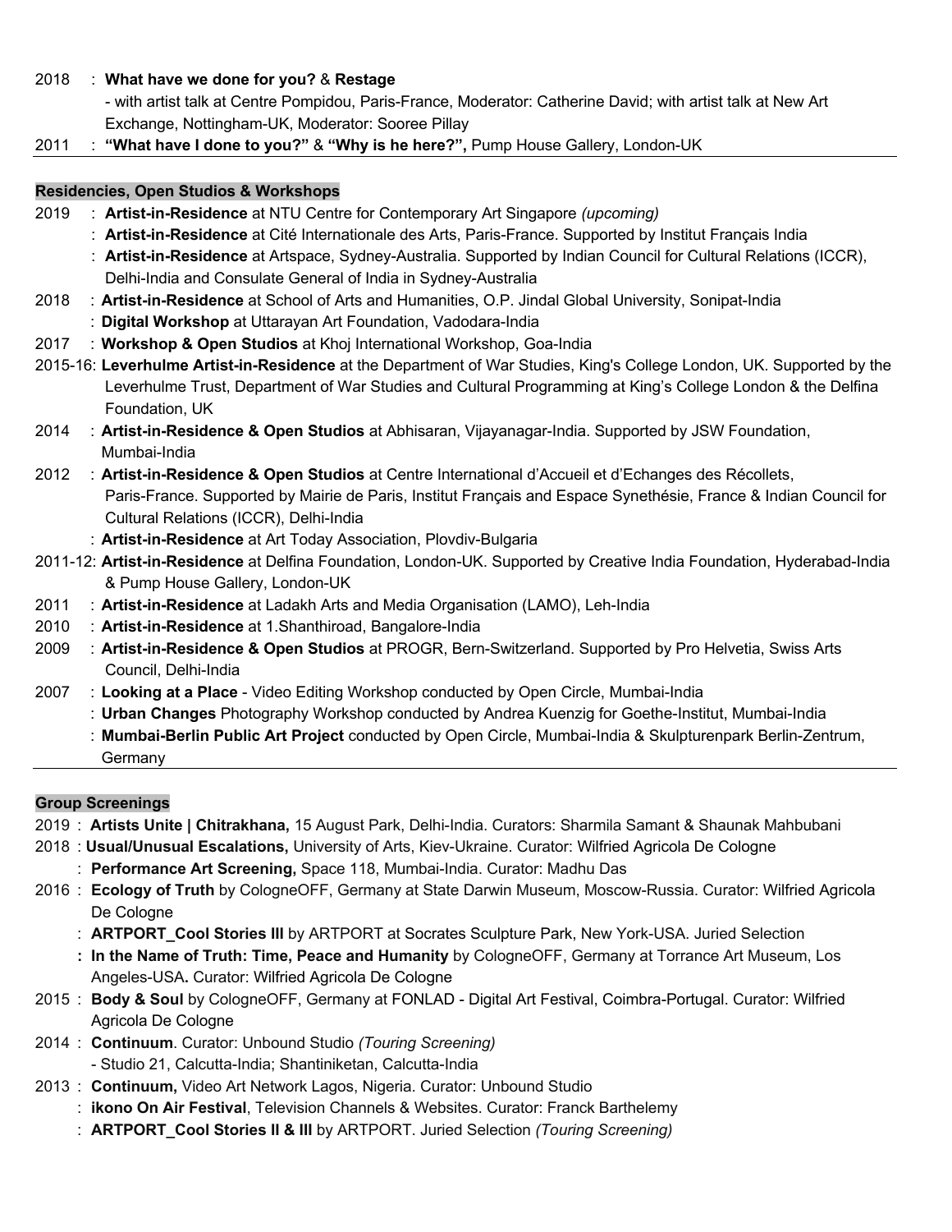2018 : **What have we done for you?** & **Restage**
- with artist talk at Centre Pompidou, Paris-France, Moderator: Catherine David; with artist talk at New Art Exchange, Nottingham-UK, Moderator: Sooree Pillay

2011 : **"What have I done to you?"** & **"Why is he here?",** Pump House Gallery, London-UK

---

## Residencies, Open Studios & Workshops

2019 : **Artist-in-Residence** at NTU Centre for Contemporary Art Singapore *(upcoming)*
: **Artist-in-Residence** at Cité Internationale des Arts, Paris-France. Supported by Institut Français India
: **Artist-in-Residence** at Artspace, Sydney-Australia. Supported by Indian Council for Cultural Relations (ICCR), Delhi-India and Consulate General of India in Sydney-Australia

2018 : **Artist-in-Residence** at School of Arts and Humanities, O.P. Jindal Global University, Sonipat-India
: **Digital Workshop** at Uttarayan Art Foundation, Vadodara-India

2017 : **Workshop & Open Studios** at Khoj International Workshop, Goa-India

2015-16: **Leverhulme Artist-in-Residence** at the Department of War Studies, King's College London, UK. Supported by the Leverhulme Trust, Department of War Studies and Cultural Programming at King's College London & the Delfina Foundation, UK

2014 : **Artist-in-Residence & Open Studios** at Abhisaran, Vijayanagar-India. Supported by JSW Foundation, Mumbai-India

2012 : **Artist-in-Residence & Open Studios** at Centre International d'Accueil et d'Echanges des Récollets, Paris-France. Supported by Mairie de Paris, Institut Français and Espace Synethésie, France & Indian Council for Cultural Relations (ICCR), Delhi-India
: **Artist-in-Residence** at Art Today Association, Plovdiv-Bulgaria

2011-12: **Artist-in-Residence** at Delfina Foundation, London-UK. Supported by Creative India Foundation, Hyderabad-India & Pump House Gallery, London-UK

2011 : **Artist-in-Residence** at Ladakh Arts and Media Organisation (LAMO), Leh-India

2010 : **Artist-in-Residence** at 1.Shanthiroad, Bangalore-India

2009 : **Artist-in-Residence & Open Studios** at PROGR, Bern-Switzerland. Supported by Pro Helvetia, Swiss Arts Council, Delhi-India

2007 : **Looking at a Place** - Video Editing Workshop conducted by Open Circle, Mumbai-India
: **Urban Changes** Photography Workshop conducted by Andrea Kuenzig for Goethe-Institut, Mumbai-India
: **Mumbai-Berlin Public Art Project** conducted by Open Circle, Mumbai-India & Skulpturenpark Berlin-Zentrum, Germany

---

## Group Screenings

2019 : **Artists Unite | Chitrakhana,** 15 August Park, Delhi-India. Curators: Sharmila Samant & Shaunak Mahbubani

2018 : **Usual/Unusual Escalations,** University of Arts, Kiev-Ukraine. Curator: Wilfried Agricola De Cologne
: **Performance Art Screening,** Space 118, Mumbai-India. Curator: Madhu Das

2016 : **Ecology of Truth** by CologneOFF, Germany at State Darwin Museum, Moscow-Russia. Curator: Wilfried Agricola De Cologne
: **ARTPORT_Cool Stories III** by ARTPORT at Socrates Sculpture Park, New York-USA. Juried Selection
**: In the Name of Truth: Time, Peace and Humanity** by CologneOFF, Germany at Torrance Art Museum, Los Angeles-USA**.** Curator: Wilfried Agricola De Cologne

2015 : **Body & Soul** by CologneOFF, Germany at FONLAD - Digital Art Festival, Coimbra-Portugal. Curator: Wilfried Agricola De Cologne

2014 : **Continuum**. Curator: Unbound Studio *(Touring Screening)*
- Studio 21, Calcutta-India; Shantiniketan, Calcutta-India

2013 : **Continuum,** Video Art Network Lagos, Nigeria. Curator: Unbound Studio
: **ikono On Air Festival**, Television Channels & Websites. Curator: Franck Barthelemy
: **ARTPORT_Cool Stories II & III** by ARTPORT. Juried Selection *(Touring Screening)*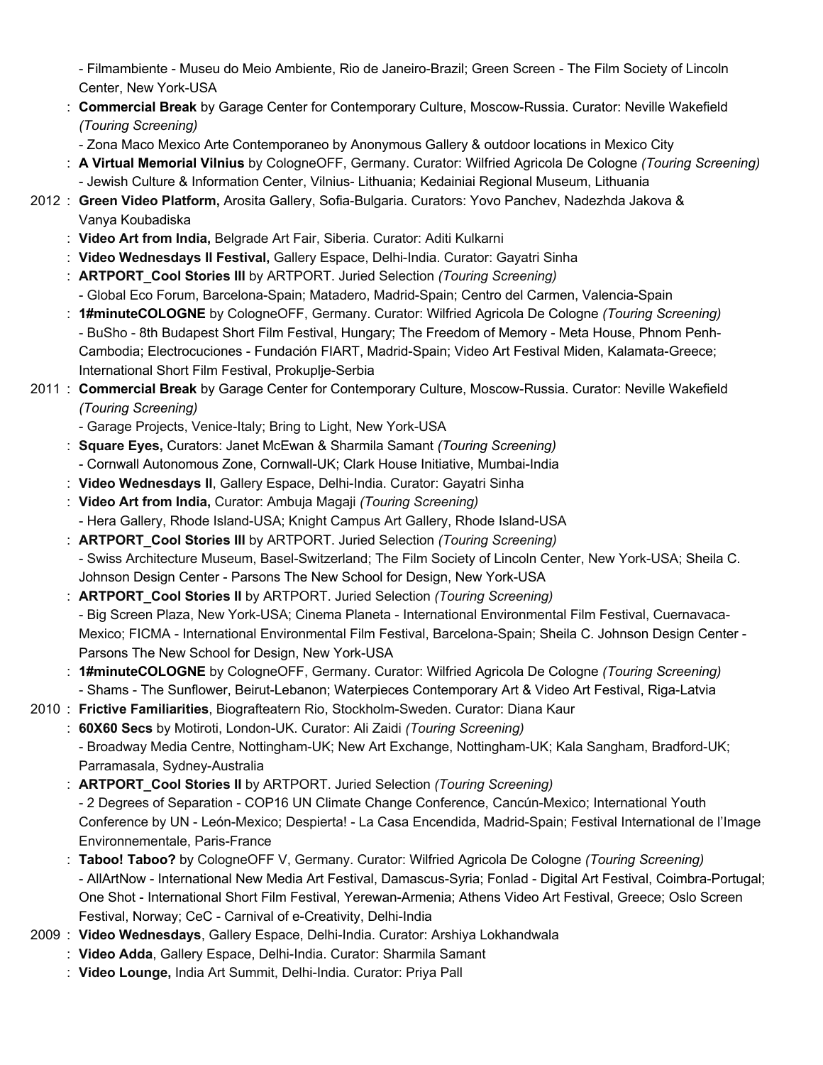- Filmambiente - Museu do Meio Ambiente, Rio de Janeiro-Brazil; Green Screen - The Film Society of Lincoln Center, New York-USA

: **Commercial Break** by Garage Center for Contemporary Culture, Moscow-Russia. Curator: Neville Wakefield *(Touring Screening)*
- Zona Maco Mexico Arte Contemporaneo by Anonymous Gallery & outdoor locations in Mexico City

: **A Virtual Memorial Vilnius** by CologneOFF, Germany. Curator: Wilfried Agricola De Cologne *(Touring Screening)*
- Jewish Culture & Information Center, Vilnius- Lithuania; Kedainiai Regional Museum, Lithuania

2012 : **Green Video Platform,** Arosita Gallery, Sofia-Bulgaria. Curators: Yovo Panchev, Nadezhda Jakova & Vanya Koubadiska

: **Video Art from India,** Belgrade Art Fair, Siberia. Curator: Aditi Kulkarni

: **Video Wednesdays II Festival,** Gallery Espace, Delhi-India. Curator: Gayatri Sinha

: **ARTPORT_Cool Stories III** by ARTPORT. Juried Selection *(Touring Screening)*
- Global Eco Forum, Barcelona-Spain; Matadero, Madrid-Spain; Centro del Carmen, Valencia-Spain

: **1#minuteCOLOGNE** by CologneOFF, Germany. Curator: Wilfried Agricola De Cologne *(Touring Screening)*
- BuSho - 8th Budapest Short Film Festival, Hungary; The Freedom of Memory - Meta House, Phnom Penh-Cambodia; Electrocuciones - Fundación FIART, Madrid-Spain; Video Art Festival Miden, Kalamata-Greece; International Short Film Festival, Prokuplje-Serbia

2011 : **Commercial Break** by Garage Center for Contemporary Culture, Moscow-Russia. Curator: Neville Wakefield *(Touring Screening)*
- Garage Projects, Venice-Italy; Bring to Light, New York-USA

: **Square Eyes,** Curators: Janet McEwan & Sharmila Samant *(Touring Screening)*
- Cornwall Autonomous Zone, Cornwall-UK; Clark House Initiative, Mumbai-India

: **Video Wednesdays II**, Gallery Espace, Delhi-India. Curator: Gayatri Sinha

: **Video Art from India,** Curator: Ambuja Magaji *(Touring Screening)*
- Hera Gallery, Rhode Island-USA; Knight Campus Art Gallery, Rhode Island-USA

: **ARTPORT_Cool Stories III** by ARTPORT. Juried Selection *(Touring Screening)*
- Swiss Architecture Museum, Basel-Switzerland; The Film Society of Lincoln Center, New York-USA; Sheila C. Johnson Design Center - Parsons The New School for Design, New York-USA

: **ARTPORT_Cool Stories II** by ARTPORT. Juried Selection *(Touring Screening)*
- Big Screen Plaza, New York-USA; Cinema Planeta - International Environmental Film Festival, Cuernavaca-Mexico; FICMA - International Environmental Film Festival, Barcelona-Spain; Sheila C. Johnson Design Center - Parsons The New School for Design, New York-USA

: **1#minuteCOLOGNE** by CologneOFF, Germany. Curator: Wilfried Agricola De Cologne *(Touring Screening)*
- Shams - The Sunflower, Beirut-Lebanon; Waterpieces Contemporary Art & Video Art Festival, Riga-Latvia

2010 : **Frictive Familiarities**, Biografteatern Rio, Stockholm-Sweden. Curator: Diana Kaur

: **60X60 Secs** by Motiroti, London-UK. Curator: Ali Zaidi *(Touring Screening)*
- Broadway Media Centre, Nottingham-UK; New Art Exchange, Nottingham-UK; Kala Sangham, Bradford-UK; Parramasala, Sydney-Australia

: **ARTPORT_Cool Stories II** by ARTPORT. Juried Selection *(Touring Screening)*
- 2 Degrees of Separation - COP16 UN Climate Change Conference, Cancún-Mexico; International Youth Conference by UN - León-Mexico; Despierta! - La Casa Encendida, Madrid-Spain; Festival International de l'Image Environnementale, Paris-France

: **Taboo! Taboo?** by CologneOFF V, Germany. Curator: Wilfried Agricola De Cologne *(Touring Screening)*
- AllArtNow - International New Media Art Festival, Damascus-Syria; Fonlad - Digital Art Festival, Coimbra-Portugal; One Shot - International Short Film Festival, Yerewan-Armenia; Athens Video Art Festival, Greece; Oslo Screen Festival, Norway; CeC - Carnival of e-Creativity, Delhi-India

2009 : **Video Wednesdays**, Gallery Espace, Delhi-India. Curator: Arshiya Lokhandwala

: **Video Adda**, Gallery Espace, Delhi-India. Curator: Sharmila Samant

: **Video Lounge,** India Art Summit, Delhi-India. Curator: Priya Pall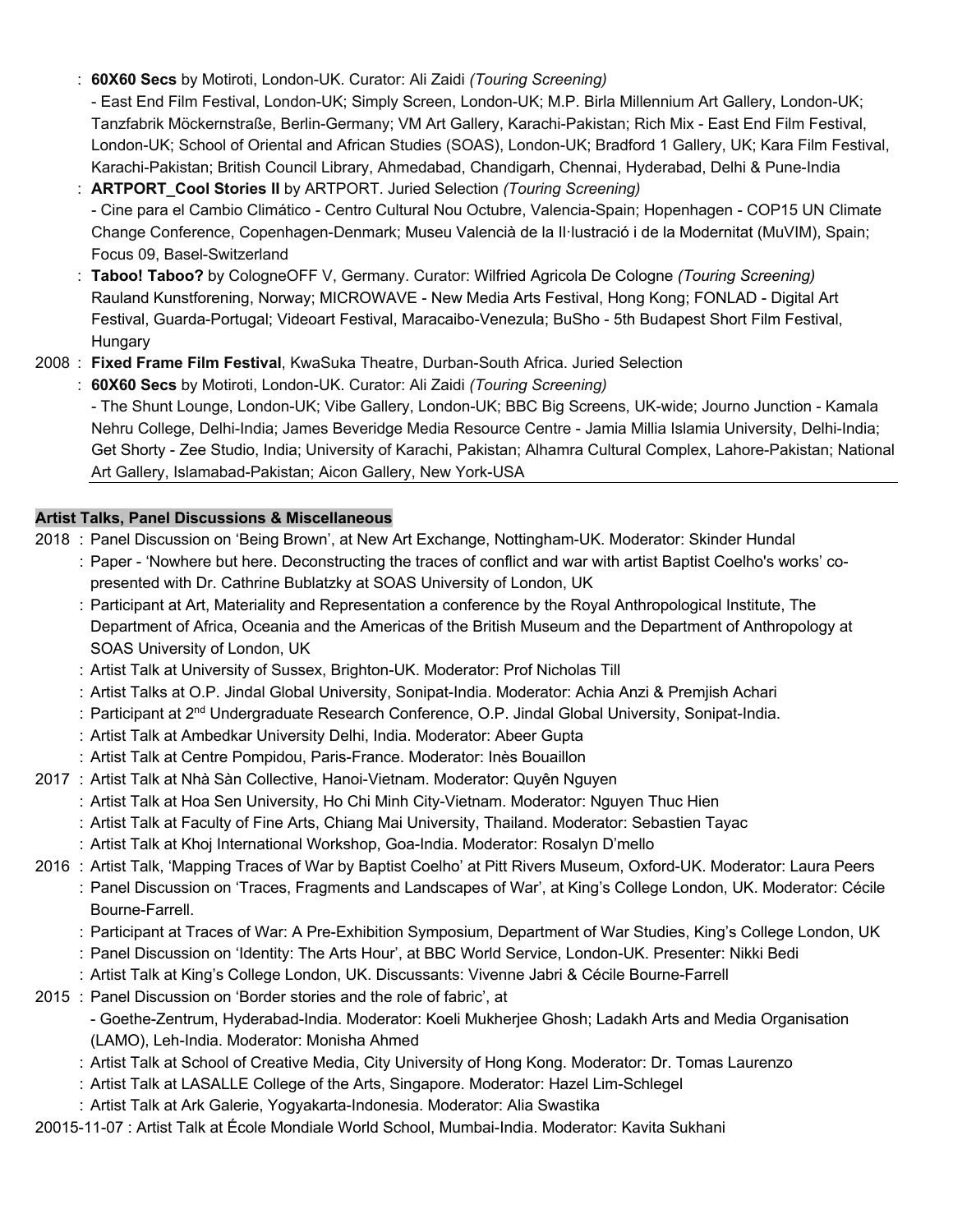: **60X60 Secs** by Motiroti, London-UK. Curator: Ali Zaidi *(Touring Screening)*
- East End Film Festival, London-UK; Simply Screen, London-UK; M.P. Birla Millennium Art Gallery, London-UK; Tanzfabrik Möckernstraße, Berlin-Germany; VM Art Gallery, Karachi-Pakistan; Rich Mix - East End Film Festival, London-UK; School of Oriental and African Studies (SOAS), London-UK; Bradford 1 Gallery, UK; Kara Film Festival, Karachi-Pakistan; British Council Library, Ahmedabad, Chandigarh, Chennai, Hyderabad, Delhi & Pune-India

: **ARTPORT_Cool Stories II** by ARTPORT. Juried Selection *(Touring Screening)*
- Cine para el Cambio Climático - Centro Cultural Nou Octubre, Valencia-Spain; Hopenhagen - COP15 UN Climate Change Conference, Copenhagen-Denmark; Museu Valencià de la Il·lustració i de la Modernitat (MuVIM), Spain; Focus 09, Basel-Switzerland

: **Taboo! Taboo?** by CologneOFF V, Germany. Curator: Wilfried Agricola De Cologne *(Touring Screening)*
Rauland Kunstforening, Norway; MICROWAVE - New Media Arts Festival, Hong Kong; FONLAD - Digital Art Festival, Guarda-Portugal; Videoart Festival, Maracaibo-Venezula; BuSho - 5th Budapest Short Film Festival, Hungary

2008 : **Fixed Frame Film Festival**, KwaSuka Theatre, Durban-South Africa. Juried Selection

: **60X60 Secs** by Motiroti, London-UK. Curator: Ali Zaidi *(Touring Screening)*
- The Shunt Lounge, London-UK; Vibe Gallery, London-UK; BBC Big Screens, UK-wide; Journo Junction - Kamala Nehru College, Delhi-India; James Beveridge Media Resource Centre - Jamia Millia Islamia University, Delhi-India; Get Shorty - Zee Studio, India; University of Karachi, Pakistan; Alhamra Cultural Complex, Lahore-Pakistan; National Art Gallery, Islamabad-Pakistan; Aicon Gallery, New York-USA

**Artist Talks, Panel Discussions & Miscellaneous**

2018 : Panel Discussion on 'Being Brown', at New Art Exchange, Nottingham-UK. Moderator: Skinder Hundal

: Paper - 'Nowhere but here. Deconstructing the traces of conflict and war with artist Baptist Coelho's works' co-presented with Dr. Cathrine Bublatzky at SOAS University of London, UK

: Participant at Art, Materiality and Representation a conference by the Royal Anthropological Institute, The Department of Africa, Oceania and the Americas of the British Museum and the Department of Anthropology at SOAS University of London, UK

: Artist Talk at University of Sussex, Brighton-UK. Moderator: Prof Nicholas Till

: Artist Talks at O.P. Jindal Global University, Sonipat-India. Moderator: Achia Anzi & Premjish Achari

: Participant at 2nd Undergraduate Research Conference, O.P. Jindal Global University, Sonipat-India.

: Artist Talk at Ambedkar University Delhi, India. Moderator: Abeer Gupta

: Artist Talk at Centre Pompidou, Paris-France. Moderator: Inès Bouaillon

2017 : Artist Talk at Nhà Sàn Collective, Hanoi-Vietnam. Moderator: Quyên Nguyen

: Artist Talk at Hoa Sen University, Ho Chi Minh City-Vietnam. Moderator: Nguyen Thuc Hien

: Artist Talk at Faculty of Fine Arts, Chiang Mai University, Thailand. Moderator: Sebastien Tayac

: Artist Talk at Khoj International Workshop, Goa-India. Moderator: Rosalyn D'mello

2016 : Artist Talk, 'Mapping Traces of War by Baptist Coelho' at Pitt Rivers Museum, Oxford-UK. Moderator: Laura Peers

: Panel Discussion on 'Traces, Fragments and Landscapes of War', at King's College London, UK. Moderator: Cécile Bourne-Farrell.

: Participant at Traces of War: A Pre-Exhibition Symposium, Department of War Studies, King's College London, UK

: Panel Discussion on 'Identity: The Arts Hour', at BBC World Service, London-UK. Presenter: Nikki Bedi

: Artist Talk at King's College London, UK. Discussants: Vivenne Jabri & Cécile Bourne-Farrell

2015 : Panel Discussion on 'Border stories and the role of fabric', at
- Goethe-Zentrum, Hyderabad-India. Moderator: Koeli Mukherjee Ghosh; Ladakh Arts and Media Organisation (LAMO), Leh-India. Moderator: Monisha Ahmed

: Artist Talk at School of Creative Media, City University of Hong Kong. Moderator: Dr. Tomas Laurenzo

: Artist Talk at LASALLE College of the Arts, Singapore. Moderator: Hazel Lim-Schlegel

: Artist Talk at Ark Galerie, Yogyakarta-Indonesia. Moderator: Alia Swastika

20015-11-07 : Artist Talk at École Mondiale World School, Mumbai-India. Moderator: Kavita Sukhani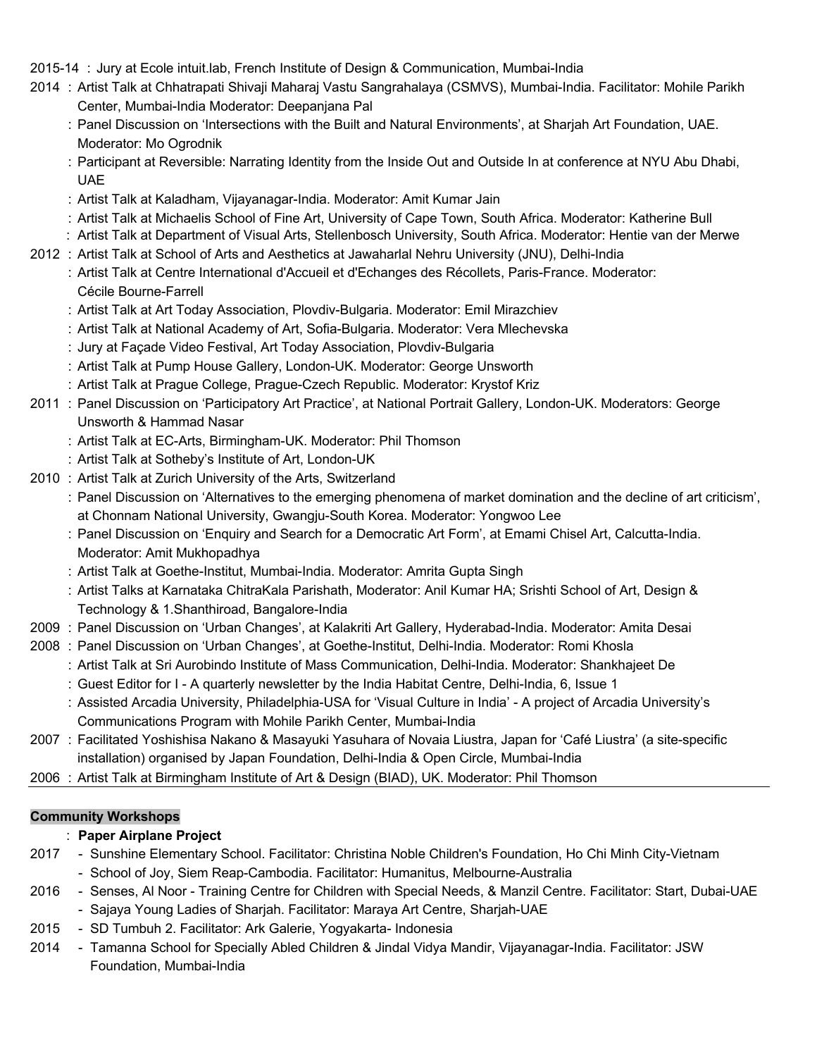2015-14 : Jury at Ecole intuit.lab, French Institute of Design & Communication, Mumbai-India

2014 : Artist Talk at Chhatrapati Shivaji Maharaj Vastu Sangrahalaya (CSMVS), Mumbai-India. Facilitator: Mohile Parikh Center, Mumbai-India Moderator: Deepanjana Pal
: Panel Discussion on 'Intersections with the Built and Natural Environments', at Sharjah Art Foundation, UAE. Moderator: Mo Ogrodnik
: Participant at Reversible: Narrating Identity from the Inside Out and Outside In at conference at NYU Abu Dhabi, UAE
: Artist Talk at Kaladham, Vijayanagar-India. Moderator: Amit Kumar Jain
: Artist Talk at Michaelis School of Fine Art, University of Cape Town, South Africa. Moderator: Katherine Bull
: Artist Talk at Department of Visual Arts, Stellenbosch University, South Africa. Moderator: Hentie van der Merwe

2012 : Artist Talk at School of Arts and Aesthetics at Jawaharlal Nehru University (JNU), Delhi-India
: Artist Talk at Centre International d'Accueil et d'Echanges des Récollets, Paris-France. Moderator: Cécile Bourne-Farrell
: Artist Talk at Art Today Association, Plovdiv-Bulgaria. Moderator: Emil Mirazchiev
: Artist Talk at National Academy of Art, Sofia-Bulgaria. Moderator: Vera Mlechevska
: Jury at Façade Video Festival, Art Today Association, Plovdiv-Bulgaria
: Artist Talk at Pump House Gallery, London-UK. Moderator: George Unsworth
: Artist Talk at Prague College, Prague-Czech Republic. Moderator: Krystof Kriz

2011 : Panel Discussion on 'Participatory Art Practice', at National Portrait Gallery, London-UK. Moderators: George Unsworth & Hammad Nasar
: Artist Talk at EC-Arts, Birmingham-UK. Moderator: Phil Thomson
: Artist Talk at Sotheby's Institute of Art, London-UK

2010 : Artist Talk at Zurich University of the Arts, Switzerland
: Panel Discussion on 'Alternatives to the emerging phenomena of market domination and the decline of art criticism', at Chonnam National University, Gwangju-South Korea. Moderator: Yongwoo Lee
: Panel Discussion on 'Enquiry and Search for a Democratic Art Form', at Emami Chisel Art, Calcutta-India. Moderator: Amit Mukhopadhya
: Artist Talk at Goethe-Institut, Mumbai-India. Moderator: Amrita Gupta Singh
: Artist Talks at Karnataka ChitraKala Parishath, Moderator: Anil Kumar HA; Srishti School of Art, Design & Technology & 1.Shanthiroad, Bangalore-India

2009 : Panel Discussion on 'Urban Changes', at Kalakriti Art Gallery, Hyderabad-India. Moderator: Amita Desai

2008 : Panel Discussion on 'Urban Changes', at Goethe-Institut, Delhi-India. Moderator: Romi Khosla
: Artist Talk at Sri Aurobindo Institute of Mass Communication, Delhi-India. Moderator: Shankhajeet De
: Guest Editor for I - A quarterly newsletter by the India Habitat Centre, Delhi-India, 6, Issue 1
: Assisted Arcadia University, Philadelphia-USA for 'Visual Culture in India' - A project of Arcadia University's Communications Program with Mohile Parikh Center, Mumbai-India

2007 : Facilitated Yoshishisa Nakano & Masayuki Yasuhara of Novaia Liustra, Japan for 'Café Liustra' (a site-specific installation) organised by Japan Foundation, Delhi-India & Open Circle, Mumbai-India

2006 : Artist Talk at Birmingham Institute of Art & Design (BIAD), UK. Moderator: Phil Thomson

## Community Workshops

: **Paper Airplane Project**

2017 - Sunshine Elementary School. Facilitator: Christina Noble Children's Foundation, Ho Chi Minh City-Vietnam
- School of Joy, Siem Reap-Cambodia. Facilitator: Humanitus, Melbourne-Australia

2016 - Senses, Al Noor - Training Centre for Children with Special Needs, & Manzil Centre. Facilitator: Start, Dubai-UAE
- Sajaya Young Ladies of Sharjah. Facilitator: Maraya Art Centre, Sharjah-UAE

2015 - SD Tumbuh 2. Facilitator: Ark Galerie, Yogyakarta- Indonesia

2014 - Tamanna School for Specially Abled Children & Jindal Vidya Mandir, Vijayanagar-India. Facilitator: JSW Foundation, Mumbai-India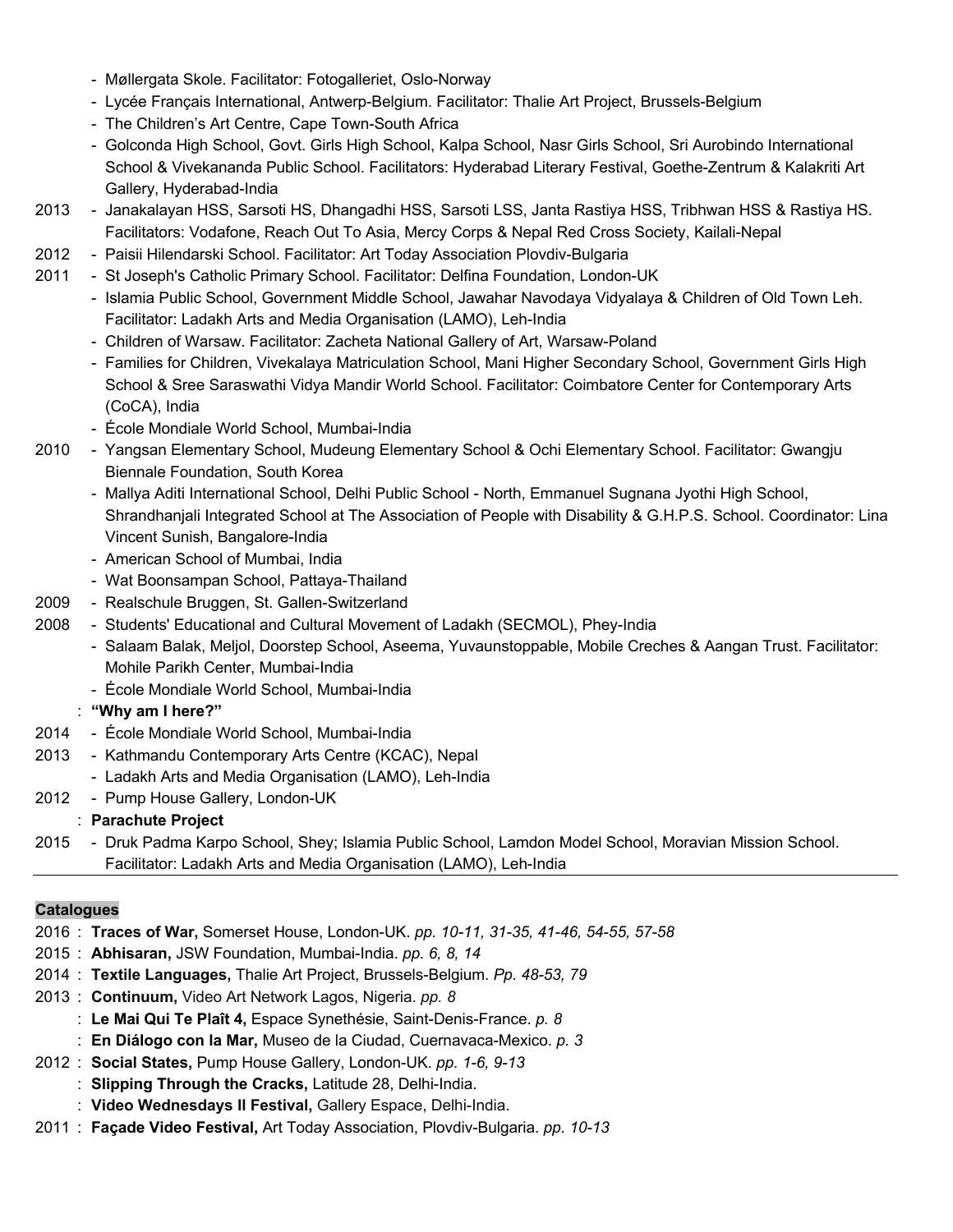- Møllergata Skole. Facilitator: Fotogalleriet, Oslo-Norway
- Lycée Français International, Antwerp-Belgium. Facilitator: Thalie Art Project, Brussels-Belgium
- The Children's Art Centre, Cape Town-South Africa
- Golconda High School, Govt. Girls High School, Kalpa School, Nasr Girls School, Sri Aurobindo International School & Vivekananda Public School. Facilitators: Hyderabad Literary Festival, Goethe-Zentrum & Kalakriti Art Gallery, Hyderabad-India

2013 - Janakalayan HSS, Sarsoti HS, Dhangadhi HSS, Sarsoti LSS, Janta Rastiya HSS, Tribhwan HSS & Rastiya HS. Facilitators: Vodafone, Reach Out To Asia, Mercy Corps & Nepal Red Cross Society, Kailali-Nepal

2012 - Paisii Hilendarski School. Facilitator: Art Today Association Plovdiv-Bulgaria

2011 - St Joseph's Catholic Primary School. Facilitator: Delfina Foundation, London-UK
- Islamia Public School, Government Middle School, Jawahar Navodaya Vidyalaya & Children of Old Town Leh. Facilitator: Ladakh Arts and Media Organisation (LAMO), Leh-India
- Children of Warsaw. Facilitator: Zacheta National Gallery of Art, Warsaw-Poland
- Families for Children, Vivekalaya Matriculation School, Mani Higher Secondary School, Government Girls High School & Sree Saraswathi Vidya Mandir World School. Facilitator: Coimbatore Center for Contemporary Arts (CoCA), India
- École Mondiale World School, Mumbai-India

2010 - Yangsan Elementary School, Mudeung Elementary School & Ochi Elementary School. Facilitator: Gwangju Biennale Foundation, South Korea
- Mallya Aditi International School, Delhi Public School - North, Emmanuel Sugnana Jyothi High School, Shrandhanjali Integrated School at The Association of People with Disability & G.H.P.S. School. Coordinator: Lina Vincent Sunish, Bangalore-India
- American School of Mumbai, India
- Wat Boonsampan School, Pattaya-Thailand

2009 - Realschule Bruggen, St. Gallen-Switzerland

2008 - Students' Educational and Cultural Movement of Ladakh (SECMOL), Phey-India
- Salaam Balak, Meljol, Doorstep School, Aseema, Yuvaunstoppable, Mobile Creches & Aangan Trust. Facilitator: Mohile Parikh Center, Mumbai-India
- École Mondiale World School, Mumbai-India

: **"Why am I here?"**

2014 - École Mondiale World School, Mumbai-India

2013 - Kathmandu Contemporary Arts Centre (KCAC), Nepal
- Ladakh Arts and Media Organisation (LAMO), Leh-India

2012 - Pump House Gallery, London-UK

: **Parachute Project**

2015 - Druk Padma Karpo School, Shey; Islamia Public School, Lamdon Model School, Moravian Mission School. Facilitator: Ladakh Arts and Media Organisation (LAMO), Leh-India

---

## Catalogues

2016 : **Traces of War,** Somerset House, London-UK. *pp. 10-11, 31-35, 41-46, 54-55, 57-58*

2015 : **Abhisaran,** JSW Foundation, Mumbai-India. *pp. 6, 8, 14*

2014 : **Textile Languages,** Thalie Art Project, Brussels-Belgium. *Pp. 48-53, 79*

2013 : **Continuum,** Video Art Network Lagos, Nigeria. *pp. 8*

: **Le Mai Qui Te Plaît 4,** Espace Synethésie, Saint-Denis-France. *p. 8*

: **En Diálogo con la Mar,** Museo de la Ciudad, Cuernavaca-Mexico. *p. 3*

2012 : **Social States,** Pump House Gallery, London-UK. *pp. 1-6, 9-13*

: **Slipping Through the Cracks,** Latitude 28, Delhi-India.

: **Video Wednesdays II Festival,** Gallery Espace, Delhi-India.

2011 : **Façade Video Festival,** Art Today Association, Plovdiv-Bulgaria. *pp. 10-13*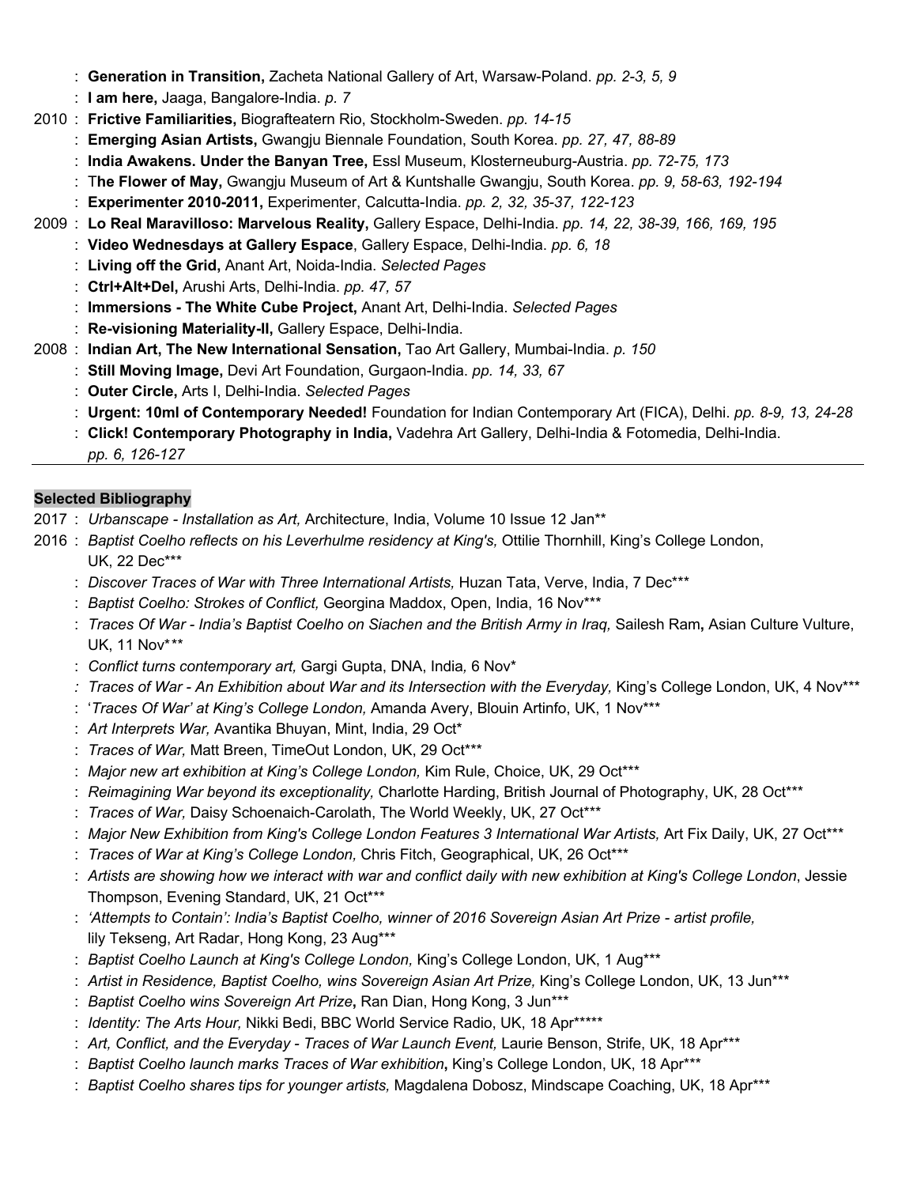: **Generation in Transition,** Zacheta National Gallery of Art, Warsaw-Poland. *pp. 2-3, 5, 9*
: **I am here,** Jaaga, Bangalore-India. *p. 7*

2010 : **Frictive Familiarities,** Biografteatern Rio, Stockholm-Sweden. *pp. 14-15*
: **Emerging Asian Artists,** Gwangju Biennale Foundation, South Korea. *pp. 27, 47, 88-89*
: **India Awakens. Under the Banyan Tree,** Essl Museum, Klosterneuburg-Austria. *pp. 72-75, 173*
: T**he Flower of May,** Gwangju Museum of Art & Kuntshalle Gwangju, South Korea. *pp. 9, 58-63, 192-194*
: **Experimenter 2010-2011,** Experimenter, Calcutta-India. *pp. 2, 32, 35-37, 122-123*

2009 : **Lo Real Maravilloso: Marvelous Reality,** Gallery Espace, Delhi-India. *pp. 14, 22, 38-39, 166, 169, 195*
: **Video Wednesdays at Gallery Espace**, Gallery Espace, Delhi-India. *pp. 6, 18*
: **Living off the Grid,** Anant Art, Noida-India. *Selected Pages*
: **Ctrl+Alt+Del,** Arushi Arts, Delhi-India. *pp. 47, 57*
: **Immersions - The White Cube Project,** Anant Art, Delhi-India. *Selected Pages*
: **Re-visioning Materiality-II,** Gallery Espace, Delhi-India.

2008 : **Indian Art, The New International Sensation,** Tao Art Gallery, Mumbai-India. *p. 150*
: **Still Moving Image,** Devi Art Foundation, Gurgaon-India. *pp. 14, 33, 67*
: **Outer Circle,** Arts I, Delhi-India. *Selected Pages*
: **Urgent: 10ml of Contemporary Needed!** Foundation for Indian Contemporary Art (FICA), Delhi. *pp. 8-9, 13, 24-28*
: **Click! Contemporary Photography in India,** Vadehra Art Gallery, Delhi-India & Fotomedia, Delhi-India. *pp. 6, 126-127*

---

**Selected Bibliography**

2017 : *Urbanscape - Installation as Art,* Architecture, India, Volume 10 Issue 12 Jan**

2016 : *Baptist Coelho reflects on his Leverhulme residency at King's,* Ottilie Thornhill, King's College London, UK, 22 Dec***
: *Discover Traces of War with Three International Artists,* Huzan Tata, Verve, India, 7 Dec***
: *Baptist Coelho: Strokes of Conflict,* Georgina Maddox, Open, India, 16 Nov***
: *Traces Of War - India's Baptist Coelho on Siachen and the British Army in Iraq,* Sailesh Ram**,** Asian Culture Vulture, UK, 11 Nov***
: *Conflict turns contemporary art,* Gargi Gupta, DNA, India*,* 6 Nov*
: *Traces of War - An Exhibition about War and its Intersection with the Everyday,* King's College London, UK, 4 Nov***
: '*Traces Of War' at King's College London,* Amanda Avery, Blouin Artinfo, UK, 1 Nov***
: *Art Interprets War,* Avantika Bhuyan, Mint, India, 29 Oct*
: *Traces of War,* Matt Breen, TimeOut London, UK, 29 Oct***
: *Major new art exhibition at King's College London,* Kim Rule, Choice, UK, 29 Oct***
: *Reimagining War beyond its exceptionality,* Charlotte Harding, British Journal of Photography, UK, 28 Oct***
: *Traces of War,* Daisy Schoenaich-Carolath, The World Weekly, UK, 27 Oct***
: *Major New Exhibition from King's College London Features 3 International War Artists,* Art Fix Daily, UK, 27 Oct***
: *Traces of War at King's College London,* Chris Fitch, Geographical, UK, 26 Oct***
: *Artists are showing how we interact with war and conflict daily with new exhibition at King's College London*, Jessie Thompson, Evening Standard, UK, 21 Oct***
: *'Attempts to Contain': India's Baptist Coelho, winner of 2016 Sovereign Asian Art Prize - artist profile,* lily Tekseng, Art Radar, Hong Kong, 23 Aug***
: *Baptist Coelho Launch at King's College London,* King's College London, UK, 1 Aug***
: *Artist in Residence, Baptist Coelho, wins Sovereign Asian Art Prize,* King's College London, UK, 13 Jun***
: *Baptist Coelho wins Sovereign Art Prize***,** Ran Dian, Hong Kong, 3 Jun***
: *Identity: The Arts Hour,* Nikki Bedi, BBC World Service Radio, UK, 18 Apr*****
: *Art, Conflict, and the Everyday - Traces of War Launch Event,* Laurie Benson, Strife, UK, 18 Apr***
: *Baptist Coelho launch marks Traces of War exhibition***,** King's College London, UK, 18 Apr***
: *Baptist Coelho shares tips for younger artists,* Magdalena Dobosz, Mindscape Coaching, UK, 18 Apr***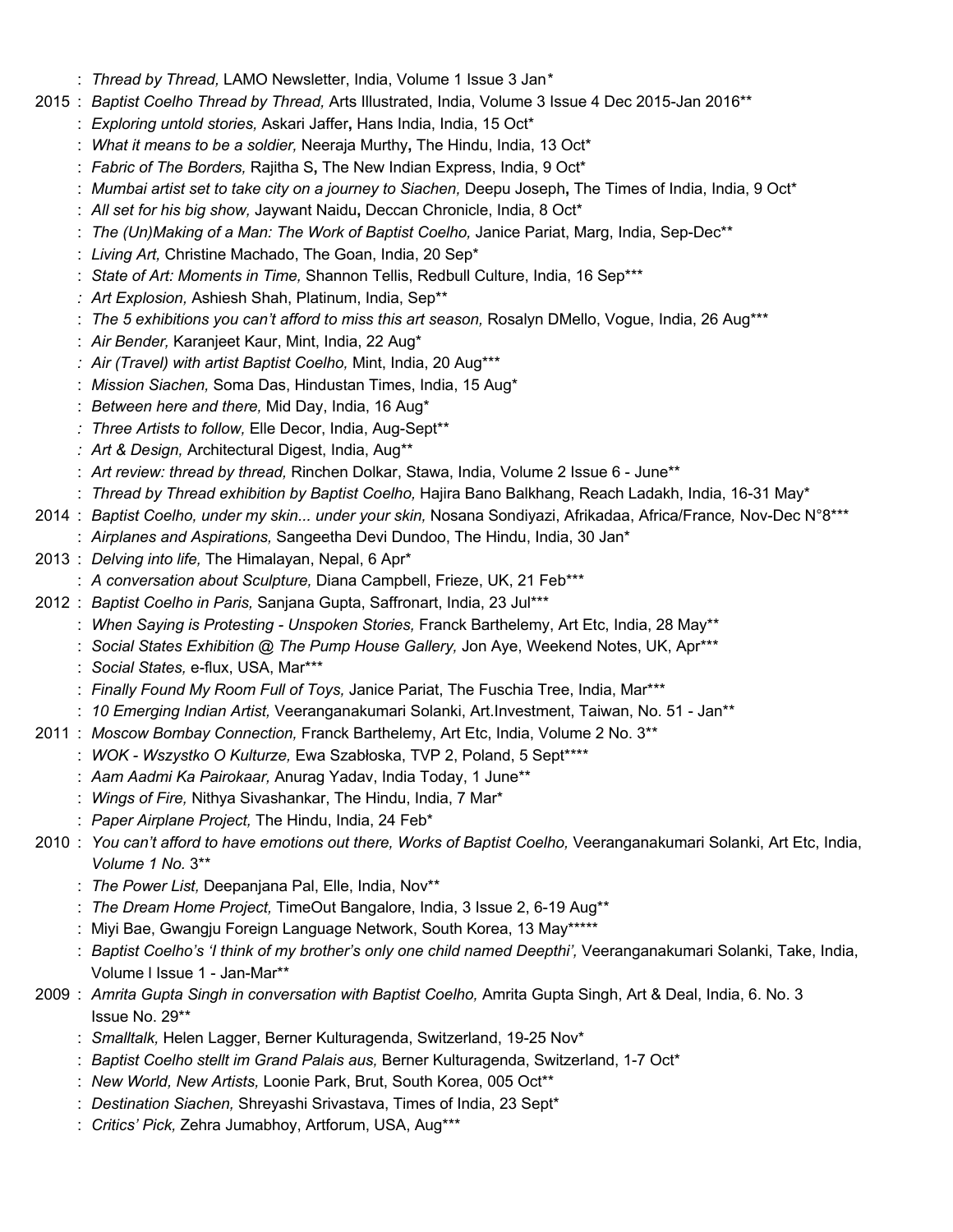: *Thread by Thread,* LAMO Newsletter, India, Volume 1 Issue 3 Jan*

2015 : *Baptist Coelho Thread by Thread,* Arts Illustrated, India, Volume 3 Issue 4 Dec 2015-Jan 2016**

: *Exploring untold stories,* Askari Jaffer**,** Hans India, India, 15 Oct*

: *What it means to be a soldier,* Neeraja Murthy**,** The Hindu, India, 13 Oct*

: *Fabric of The Borders,* Rajitha S**,** The New Indian Express, India, 9 Oct*

: *Mumbai artist set to take city on a journey to Siachen,* Deepu Joseph**,** The Times of India, India, 9 Oct*

: *All set for his big show,* Jaywant Naidu**,** Deccan Chronicle, India, 8 Oct*

: *The (Un)Making of a Man: The Work of Baptist Coelho,* Janice Pariat, Marg, India, Sep-Dec**

: *Living Art,* Christine Machado, The Goan, India, 20 Sep*

: *State of Art: Moments in Time,* Shannon Tellis, Redbull Culture, India, 16 Sep***

*: Art Explosion,* Ashiesh Shah, Platinum, India, Sep**

: *The 5 exhibitions you can't afford to miss this art season,* Rosalyn DMello, Vogue, India, 26 Aug***

: *Air Bender,* Karanjeet Kaur, Mint, India, 22 Aug*

*: Air (Travel) with artist Baptist Coelho,* Mint, India, 20 Aug***

: *Mission Siachen,* Soma Das, Hindustan Times, India, 15 Aug*

: *Between here and there,* Mid Day, India, 16 Aug*

*: Three Artists to follow,* Elle Decor, India, Aug-Sept**

*: Art & Design,* Architectural Digest, India, Aug**

: *Art review: thread by thread,* Rinchen Dolkar, Stawa, India, Volume 2 Issue 6 - June**

: *Thread by Thread exhibition by Baptist Coelho,* Hajira Bano Balkhang, Reach Ladakh, India, 16-31 May*

2014 : *Baptist Coelho, under my skin... under your skin,* Nosana Sondiyazi, Afrikadaa, Africa/France*,* Nov-Dec N°8***

: *Airplanes and Aspirations,* Sangeetha Devi Dundoo, The Hindu, India, 30 Jan*

2013 : *Delving into life,* The Himalayan, Nepal, 6 Apr*

: *A conversation about Sculpture,* Diana Campbell, Frieze, UK, 21 Feb***

2012 : *Baptist Coelho in Paris,* Sanjana Gupta, Saffronart, India, 23 Jul***

: *When Saying is Protesting - Unspoken Stories,* Franck Barthelemy, Art Etc, India, 28 May**

: *Social States Exhibition @ The Pump House Gallery,* Jon Aye, Weekend Notes, UK, Apr***

: *Social States,* e-flux, USA, Mar***

: *Finally Found My Room Full of Toys,* Janice Pariat, The Fuschia Tree, India, Mar***

: *10 Emerging Indian Artist,* Veeranganakumari Solanki, Art.Investment, Taiwan, No. 51 - Jan**

2011 : *Moscow Bombay Connection,* Franck Barthelemy, Art Etc, India, Volume 2 No. 3**

: *WOK - Wszystko O Kulturze,* Ewa Szabłoska, TVP 2, Poland, 5 Sept****

: *Aam Aadmi Ka Pairokaar,* Anurag Yadav, India Today, 1 June**

: *Wings of Fire,* Nithya Sivashankar, The Hindu, India, 7 Mar*

: *Paper Airplane Project,* The Hindu, India, 24 Feb*

2010 : *You can't afford to have emotions out there, Works of Baptist Coelho,* Veeranganakumari Solanki, Art Etc, India, *Volume 1 No.* 3**

: *The Power List,* Deepanjana Pal, Elle, India, Nov**

: *The Dream Home Project,* TimeOut Bangalore, India, 3 Issue 2, 6-19 Aug**

: Miyi Bae, Gwangju Foreign Language Network, South Korea, 13 May*****

: *Baptist Coelho's 'I think of my brother's only one child named Deepthi',* Veeranganakumari Solanki, Take, India, Volume I Issue 1 - Jan-Mar**

2009 : *Amrita Gupta Singh in conversation with Baptist Coelho,* Amrita Gupta Singh, Art & Deal, India, 6. No. 3 Issue No. 29**

: *Smalltalk,* Helen Lagger, Berner Kulturagenda, Switzerland, 19-25 Nov*

: *Baptist Coelho stellt im Grand Palais aus,* Berner Kulturagenda, Switzerland, 1-7 Oct*

: *New World, New Artists,* Loonie Park, Brut, South Korea, 005 Oct**

: *Destination Siachen,* Shreyashi Srivastava, Times of India, 23 Sept*

: *Critics' Pick,* Zehra Jumabhoy, Artforum, USA, Aug***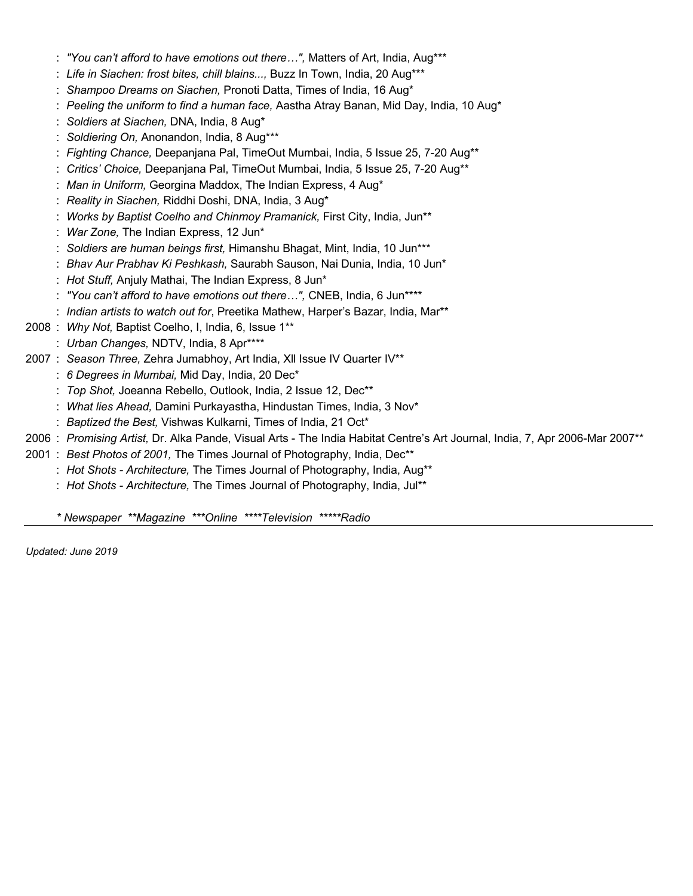: *"You can't afford to have emotions out there…",* Matters of Art, India, Aug***
: *Life in Siachen: frost bites, chill blains...,* Buzz In Town, India, 20 Aug***
: *Shampoo Dreams on Siachen,* Pronoti Datta, Times of India, 16 Aug*
: *Peeling the uniform to find a human face,* Aastha Atray Banan, Mid Day, India, 10 Aug*
: *Soldiers at Siachen,* DNA, India, 8 Aug*
: *Soldiering On,* Anonandon, India, 8 Aug***
: *Fighting Chance,* Deepanjana Pal, TimeOut Mumbai, India, 5 Issue 25, 7-20 Aug**
: *Critics' Choice,* Deepanjana Pal, TimeOut Mumbai, India, 5 Issue 25, 7-20 Aug**
: *Man in Uniform,* Georgina Maddox, The Indian Express, 4 Aug*
: *Reality in Siachen,* Riddhi Doshi, DNA, India, 3 Aug*
: *Works by Baptist Coelho and Chinmoy Pramanick,* First City, India, Jun**
: *War Zone,* The Indian Express, 12 Jun*
: *Soldiers are human beings first,* Himanshu Bhagat, Mint, India, 10 Jun***
: *Bhav Aur Prabhav Ki Peshkash,* Saurabh Sauson, Nai Dunia, India, 10 Jun*
: *Hot Stuff,* Anjuly Mathai, The Indian Express, 8 Jun*
: *"You can't afford to have emotions out there…",* CNEB, India, 6 Jun****
: *Indian artists to watch out for*, Preetika Mathew, Harper's Bazar, India, Mar**

2008 : *Why Not,* Baptist Coelho, I, India, 6, Issue 1**
: *Urban Changes,* NDTV, India, 8 Apr****

2007 : *Season Three,* Zehra Jumabhoy, Art India, XII Issue IV Quarter IV**
: *6 Degrees in Mumbai,* Mid Day, India, 20 Dec*
: *Top Shot,* Joeanna Rebello, Outlook, India, 2 Issue 12, Dec**
: *What lies Ahead,* Damini Purkayastha, Hindustan Times, India, 3 Nov*
: *Baptized the Best,* Vishwas Kulkarni, Times of India, 21 Oct*

2006 : *Promising Artist,* Dr. Alka Pande, Visual Arts - The India Habitat Centre's Art Journal, India, 7, Apr 2006-Mar 2007**

2001 : *Best Photos of 2001,* The Times Journal of Photography, India, Dec**
: *Hot Shots - Architecture,* The Times Journal of Photography, India, Aug**
: *Hot Shots - Architecture,* The Times Journal of Photography, India, Jul**

*\* Newspaper \*\*Magazine \*\*\*Online \*\*\*\*Television \*\*\*\*\*Radio*

---

*Updated: June 2019*